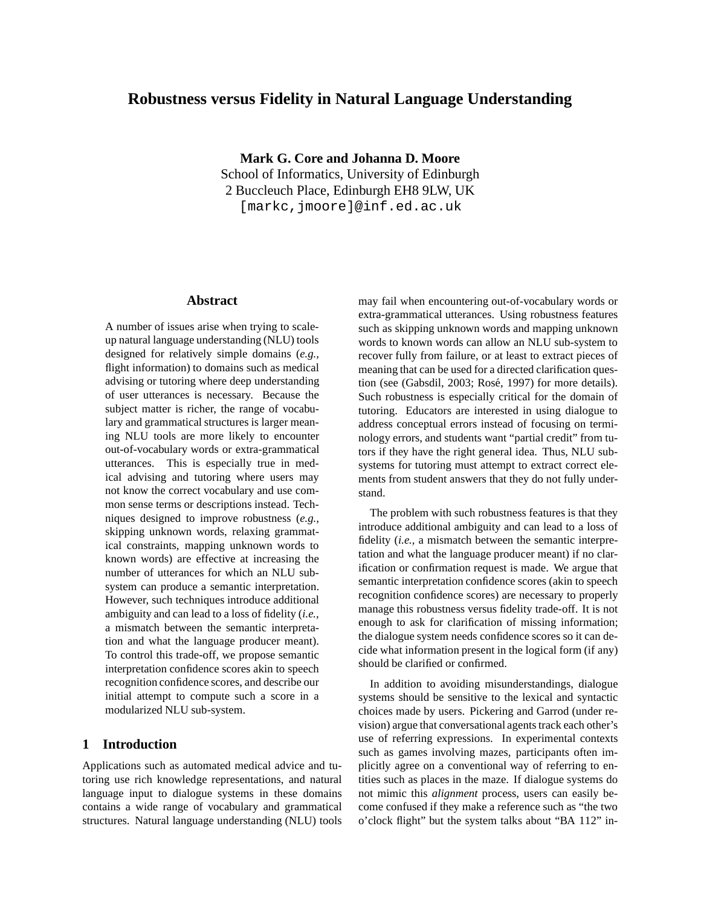# Robustness versus Fidelity in Natural Language Understanding

**Mark G. Core and Johanna D. Moore**
School of Informatics, University of Edinburgh
2 Buccleuch Place, Edinburgh EH8 9LW, UK
`[markc,jmoore]@inf.ed.ac.uk`

## Abstract

A number of issues arise when trying to scale-up natural language understanding (NLU) tools designed for relatively simple domains (*e.g.,* flight information) to domains such as medical advising or tutoring where deep understanding of user utterances is necessary. Because the subject matter is richer, the range of vocabulary and grammatical structures is larger meaning NLU tools are more likely to encounter out-of-vocabulary words or extra-grammatical utterances. This is especially true in medical advising and tutoring where users may not know the correct vocabulary and use common sense terms or descriptions instead. Techniques designed to improve robustness (*e.g.,* skipping unknown words, relaxing grammatical constraints, mapping unknown words to known words) are effective at increasing the number of utterances for which an NLU sub-system can produce a semantic interpretation. However, such techniques introduce additional ambiguity and can lead to a loss of fidelity (*i.e.,* a mismatch between the semantic interpretation and what the language producer meant). To control this trade-off, we propose semantic interpretation confidence scores akin to speech recognition confidence scores, and describe our initial attempt to compute such a score in a modularized NLU sub-system.

## 1 Introduction

Applications such as automated medical advice and tutoring use rich knowledge representations, and natural language input to dialogue systems in these domains contains a wide range of vocabulary and grammatical structures. Natural language understanding (NLU) tools may fail when encountering out-of-vocabulary words or extra-grammatical utterances. Using robustness features such as skipping unknown words and mapping unknown words to known words can allow an NLU sub-system to recover fully from failure, or at least to extract pieces of meaning that can be used for a directed clarification question (see (Gabsdil, 2003; Rosé, 1997) for more details). Such robustness is especially critical for the domain of tutoring. Educators are interested in using dialogue to address conceptual errors instead of focusing on terminology errors, and students want "partial credit" from tutors if they have the right general idea. Thus, NLU sub-systems for tutoring must attempt to extract correct elements from student answers that they do not fully understand.

The problem with such robustness features is that they introduce additional ambiguity and can lead to a loss of fidelity (*i.e.,* a mismatch between the semantic interpretation and what the language producer meant) if no clarification or confirmation request is made. We argue that semantic interpretation confidence scores (akin to speech recognition confidence scores) are necessary to properly manage this robustness versus fidelity trade-off. It is not enough to ask for clarification of missing information; the dialogue system needs confidence scores so it can decide what information present in the logical form (if any) should be clarified or confirmed.

In addition to avoiding misunderstandings, dialogue systems should be sensitive to the lexical and syntactic choices made by users. Pickering and Garrod (under revision) argue that conversational agents track each other's use of referring expressions. In experimental contexts such as games involving mazes, participants often implicitly agree on a conventional way of referring to entities such as places in the maze. If dialogue systems do not mimic this *alignment* process, users can easily become confused if they make a reference such as "the two o'clock flight" but the system talks about "BA 112" in-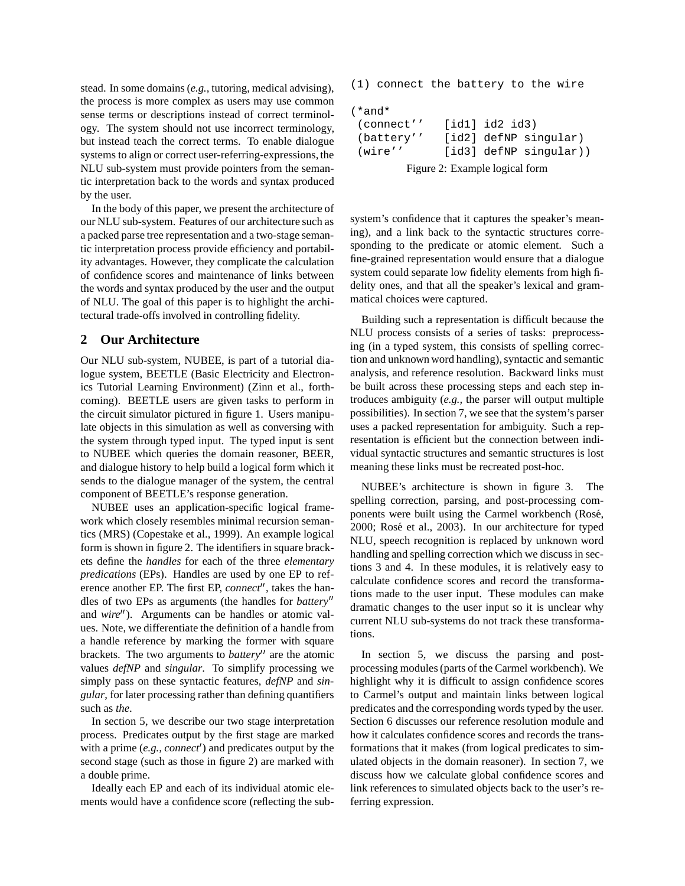stead. In some domains (*e.g.,* tutoring, medical advising), the process is more complex as users may use common sense terms or descriptions instead of correct terminology. The system should not use incorrect terminology, but instead teach the correct terms. To enable dialogue systems to align or correct user-referring-expressions, the NLU sub-system must provide pointers from the semantic interpretation back to the words and syntax produced by the user.

In the body of this paper, we present the architecture of our NLU sub-system. Features of our architecture such as a packed parse tree representation and a two-stage semantic interpretation process provide efficiency and portability advantages. However, they complicate the calculation of confidence scores and maintenance of links between the words and syntax produced by the user and the output of NLU. The goal of this paper is to highlight the architectural trade-offs involved in controlling fidelity.

## 2 Our Architecture

Our NLU sub-system, NUBEE, is part of a tutorial dialogue system, BEETLE (Basic Electricity and Electronics Tutorial Learning Environment) (Zinn et al., forthcoming). BEETLE users are given tasks to perform in the circuit simulator pictured in figure 1. Users manipulate objects in this simulation as well as conversing with the system through typed input. The typed input is sent to NUBEE which queries the domain reasoner, BEER, and dialogue history to help build a logical form which it sends to the dialogue manager of the system, the central component of BEETLE's response generation.

NUBEE uses an application-specific logical framework which closely resembles minimal recursion semantics (MRS) (Copestake et al., 1999). An example logical form is shown in figure 2. The identifiers in square brackets define the *handles* for each of the three *elementary predications* (EPs). Handles are used by one EP to reference another EP. The first EP, *connect''*, takes the handles of two EPs as arguments (the handles for *battery''* and *wire''*). Arguments can be handles or atomic values. Note, we differentiate the definition of a handle from a handle reference by marking the former with square brackets. The two arguments to *battery''* are the atomic values *defNP* and *singular*. To simplify processing we simply pass on these syntactic features, *defNP* and *singular*, for later processing rather than defining quantifiers such as *the*.

In section 5, we describe our two stage interpretation process. Predicates output by the first stage are marked with a prime (*e.g., connect'*) and predicates output by the second stage (such as those in figure 2) are marked with a double prime.

Ideally each EP and each of its individual atomic elements would have a confidence score (reflecting the sub-system's confidence that it captures the speaker's meaning), and a link back to the syntactic structures corresponding to the predicate or atomic element. Such a fine-grained representation would ensure that a dialogue system could separate low fidelity elements from high fidelity ones, and that all the speaker's lexical and grammatical choices were captured.

```
(1) connect the battery to the wire

(*and*
 (connect''    [id1] id2 id3)
 (battery''    [id2] defNP singular)
 (wire''       [id3] defNP singular))
```

Figure 2: Example logical form

Building such a representation is difficult because the NLU process consists of a series of tasks: preprocessing (in a typed system, this consists of spelling correction and unknown word handling), syntactic and semantic analysis, and reference resolution. Backward links must be built across these processing steps and each step introduces ambiguity (*e.g.,* the parser will output multiple possibilities). In section 7, we see that the system's parser uses a packed representation for ambiguity. Such a representation is efficient but the connection between individual syntactic structures and semantic structures is lost meaning these links must be recreated post-hoc.

NUBEE's architecture is shown in figure 3. The spelling correction, parsing, and post-processing components were built using the Carmel workbench (Rosé, 2000; Rosé et al., 2003). In our architecture for typed NLU, speech recognition is replaced by unknown word handling and spelling correction which we discuss in sections 3 and 4. In these modules, it is relatively easy to calculate confidence scores and record the transformations made to the user input. These modules can make dramatic changes to the user input so it is unclear why current NLU sub-systems do not track these transformations.

In section 5, we discuss the parsing and post-processing modules (parts of the Carmel workbench). We highlight why it is difficult to assign confidence scores to Carmel's output and maintain links between logical predicates and the corresponding words typed by the user. Section 6 discusses our reference resolution module and how it calculates confidence scores and records the transformations that it makes (from logical predicates to simulated objects in the domain reasoner). In section 7, we discuss how we calculate global confidence scores and link references to simulated objects back to the user's referring expression.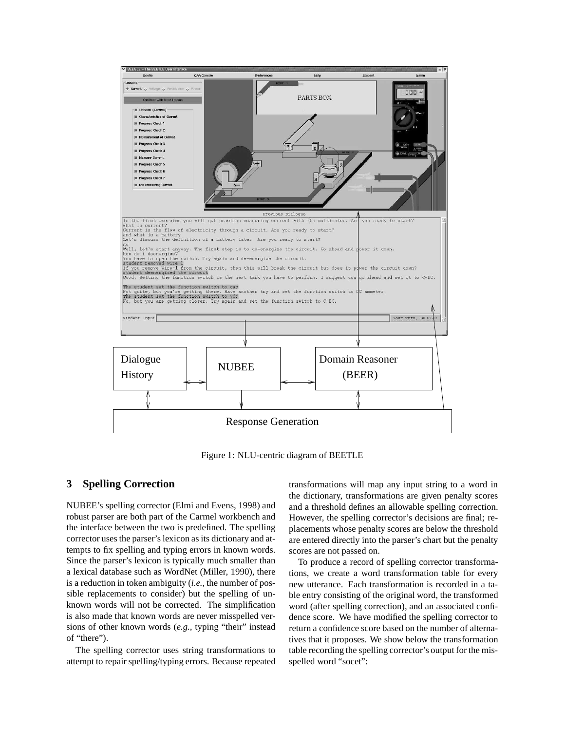Figure 1: NLU-centric diagram of BEETLE

## 3 Spelling Correction

NUBEE's spelling corrector (Elmi and Evens, 1998) and robust parser are both part of the Carmel workbench and the interface between the two is predefined. The spelling corrector uses the parser's lexicon as its dictionary and attempts to fix spelling and typing errors in known words. Since the parser's lexicon is typically much smaller than a lexical database such as WordNet (Miller, 1990), there is a reduction in token ambiguity (*i.e.,* the number of possible replacements to consider) but the spelling of unknown words will not be corrected. The simplification is also made that known words are never misspelled versions of other known words (*e.g.,* typing "their" instead of "there").

The spelling corrector uses string transformations to attempt to repair spelling/typing errors. Because repeated transformations will map any input string to a word in the dictionary, transformations are given penalty scores and a threshold defines an allowable spelling correction. However, the spelling corrector's decisions are final; replacements whose penalty scores are below the threshold are entered directly into the parser's chart but the penalty scores are not passed on.

To produce a record of spelling corrector transformations, we create a word transformation table for every new utterance. Each transformation is recorded in a table entry consisting of the original word, the transformed word (after spelling correction), and an associated confidence score. We have modified the spelling corrector to return a confidence score based on the number of alternatives that it proposes. We show below the transformation table recording the spelling corrector's output for the misspelled word "socet":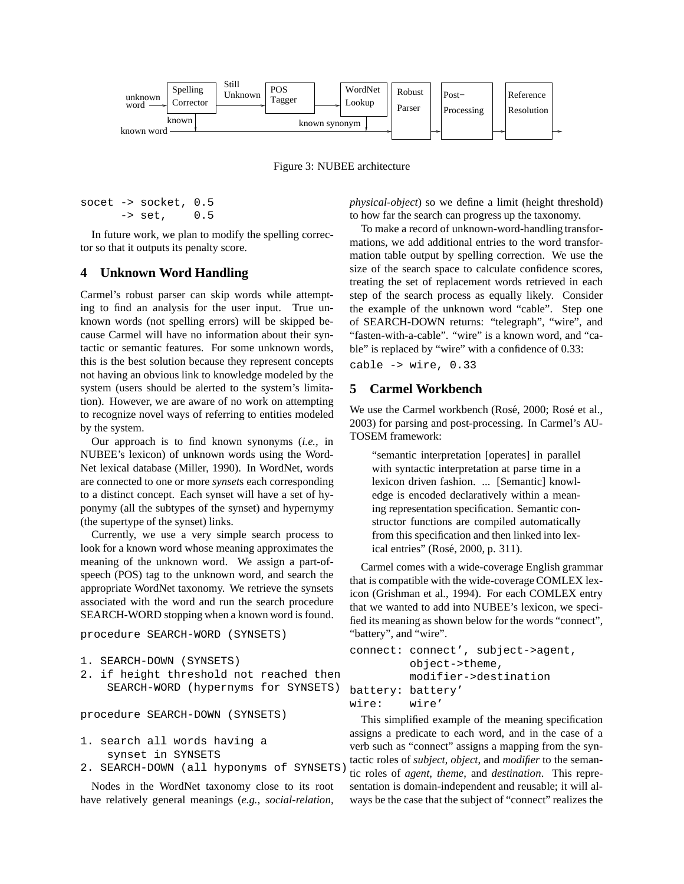Figure 3: NUBEE architecture

```
socet -> socket, 0.5
      -> set,    0.5
```

In future work, we plan to modify the spelling corrector so that it outputs its penalty score.

## 4 Unknown Word Handling

Carmel's robust parser can skip words while attempting to find an analysis for the user input. True unknown words (not spelling errors) will be skipped because Carmel will have no information about their syntactic or semantic features. For some unknown words, this is the best solution because they represent concepts not having an obvious link to knowledge modeled by the system (users should be alerted to the system's limitation). However, we are aware of no work on attempting to recognize novel ways of referring to entities modeled by the system.

Our approach is to find known synonyms (*i.e.,* in NUBEE's lexicon) of unknown words using the WordNet lexical database (Miller, 1990). In WordNet, words are connected to one or more *synset*s each corresponding to a distinct concept. Each synset will have a set of hyponymy (all the subtypes of the synset) and hypernymy (the supertype of the synset) links.

Currently, we use a very simple search process to look for a known word whose meaning approximates the meaning of the unknown word. We assign a part-of-speech (POS) tag to the unknown word, and search the appropriate WordNet taxonomy. We retrieve the synsets associated with the word and run the search procedure SEARCH-WORD stopping when a known word is found.

```
procedure SEARCH-WORD (SYNSETS)

1. SEARCH-DOWN (SYNSETS)
2. if height threshold not reached then
     SEARCH-WORD (hypernyms for SYNSETS)

procedure SEARCH-DOWN (SYNSETS)

1. search all words having a
     synset in SYNSETS
2. SEARCH-DOWN (all hyponyms of SYNSETS)
```

Nodes in the WordNet taxonomy close to its root have relatively general meanings (*e.g., social-relation, physical-object*) so we define a limit (height threshold) to how far the search can progress up the taxonomy.

To make a record of unknown-word-handling transformations, we add additional entries to the word transformation table output by spelling correction. We use the size of the search space to calculate confidence scores, treating the set of replacement words retrieved in each step of the search process as equally likely. Consider the example of the unknown word "cable". Step one of SEARCH-DOWN returns: "telegraph", "wire", and "fasten-with-a-cable". "wire" is a known word, and "cable" is replaced by "wire" with a confidence of 0.33:

```
cable -> wire, 0.33
```

## 5 Carmel Workbench

We use the Carmel workbench (Rosé, 2000; Rosé et al., 2003) for parsing and post-processing. In Carmel's AUTOSEM framework:

> "semantic interpretation [operates] in parallel with syntactic interpretation at parse time in a lexicon driven fashion. ... [Semantic] knowledge is encoded declaratively within a meaning representation specification. Semantic constructor functions are compiled automatically from this specification and then linked into lexical entries" (Rosé, 2000, p. 311).

Carmel comes with a wide-coverage English grammar that is compatible with the wide-coverage COMLEX lexicon (Grishman et al., 1994). For each COMLEX entry that we wanted to add into NUBEE's lexicon, we specified its meaning as shown below for the words "connect", "battery", and "wire".

```
connect: connect', subject->agent,
         object->theme,
         modifier->destination
battery: battery'
wire:    wire'
```

This simplified example of the meaning specification assigns a predicate to each word, and in the case of a verb such as "connect" assigns a mapping from the syntactic roles of *subject*, *object*, and *modifier* to the semantic roles of *agent*, *theme*, and *destination*. This representation is domain-independent and reusable; it will always be the case that the subject of "connect" realizes the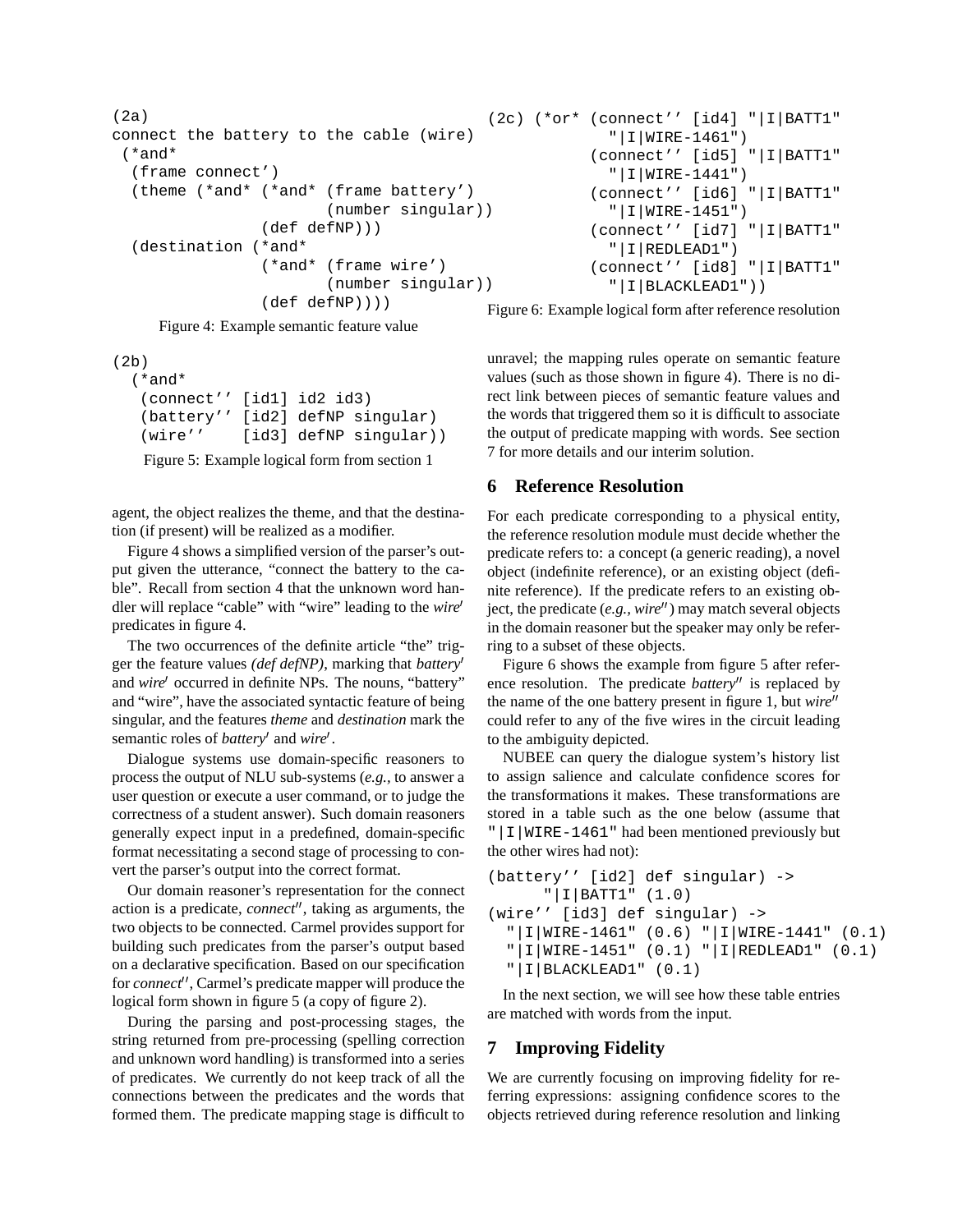```
(2a)
connect the battery to the cable (wire)
 (*and*
  (frame connect')
  (theme (*and* (*and* (frame battery')
                       (number singular))
                (def defNP)))
  (destination (*and*
                (*and* (frame wire')
                       (number singular))
                (def defNP))))
```

Figure 4: Example semantic feature value

```
(2b)
  (*and*
   (connect'' [id1] id2 id3)
   (battery'' [id2] defNP singular)
   (wire''    [id3] defNP singular))
```

Figure 5: Example logical form from section 1

agent, the object realizes the theme, and that the destination (if present) will be realized as a modifier.

Figure 4 shows a simplified version of the parser's output given the utterance, "connect the battery to the cable". Recall from section 4 that the unknown word handler will replace "cable" with "wire" leading to the *wire′* predicates in figure 4.

The two occurrences of the definite article "the" trigger the feature values *(def defNP)*, marking that *battery′* and *wire′* occurred in definite NPs. The nouns, "battery" and "wire", have the associated syntactic feature of being singular, and the features *theme* and *destination* mark the semantic roles of *battery′* and *wire′*.

Dialogue systems use domain-specific reasoners to process the output of NLU sub-systems (*e.g.,* to answer a user question or execute a user command, or to judge the correctness of a student answer). Such domain reasoners generally expect input in a predefined, domain-specific format necessitating a second stage of processing to convert the parser's output into the correct format.

Our domain reasoner's representation for the connect action is a predicate, *connect″*, taking as arguments, the two objects to be connected. Carmel provides support for building such predicates from the parser's output based on a declarative specification. Based on our specification for *connect″*, Carmel's predicate mapper will produce the logical form shown in figure 5 (a copy of figure 2).

During the parsing and post-processing stages, the string returned from pre-processing (spelling correction and unknown word handling) is transformed into a series of predicates. We currently do not keep track of all the connections between the predicates and the words that formed them. The predicate mapping stage is difficult to unravel; the mapping rules operate on semantic feature values (such as those shown in figure 4). There is no direct link between pieces of semantic feature values and the words that triggered them so it is difficult to associate the output of predicate mapping with words. See section 7 for more details and our interim solution.

```
(2c) (*or* (connect'' [id4] "|I|BATT1"
             "|I|WIRE-1461")
           (connect'' [id5] "|I|BATT1"
             "|I|WIRE-1441")
           (connect'' [id6] "|I|BATT1"
             "|I|WIRE-1451")
           (connect'' [id7] "|I|BATT1"
             "|I|REDLEAD1")
           (connect'' [id8] "|I|BATT1"
             "|I|BLACKLEAD1"))
```

Figure 6: Example logical form after reference resolution

## 6 Reference Resolution

For each predicate corresponding to a physical entity, the reference resolution module must decide whether the predicate refers to: a concept (a generic reading), a novel object (indefinite reference), or an existing object (definite reference). If the predicate refers to an existing object, the predicate (*e.g., wire″*) may match several objects in the domain reasoner but the speaker may only be referring to a subset of these objects.

Figure 6 shows the example from figure 5 after reference resolution. The predicate *battery″* is replaced by the name of the one battery present in figure 1, but *wire″* could refer to any of the five wires in the circuit leading to the ambiguity depicted.

NUBEE can query the dialogue system's history list to assign salience and calculate confidence scores for the transformations it makes. These transformations are stored in a table such as the one below (assume that "|I|WIRE-1461" had been mentioned previously but the other wires had not):

```
(battery'' [id2] def singular) ->
      "|I|BATT1" (1.0)
(wire'' [id3] def singular) ->
   "|I|WIRE-1461" (0.6) "|I|WIRE-1441" (0.1)
   "|I|WIRE-1451" (0.1) "|I|REDLEAD1" (0.1)
   "|I|BLACKLEAD1" (0.1)
```

In the next section, we will see how these table entries are matched with words from the input.

## 7 Improving Fidelity

We are currently focusing on improving fidelity for referring expressions: assigning confidence scores to the objects retrieved during reference resolution and linking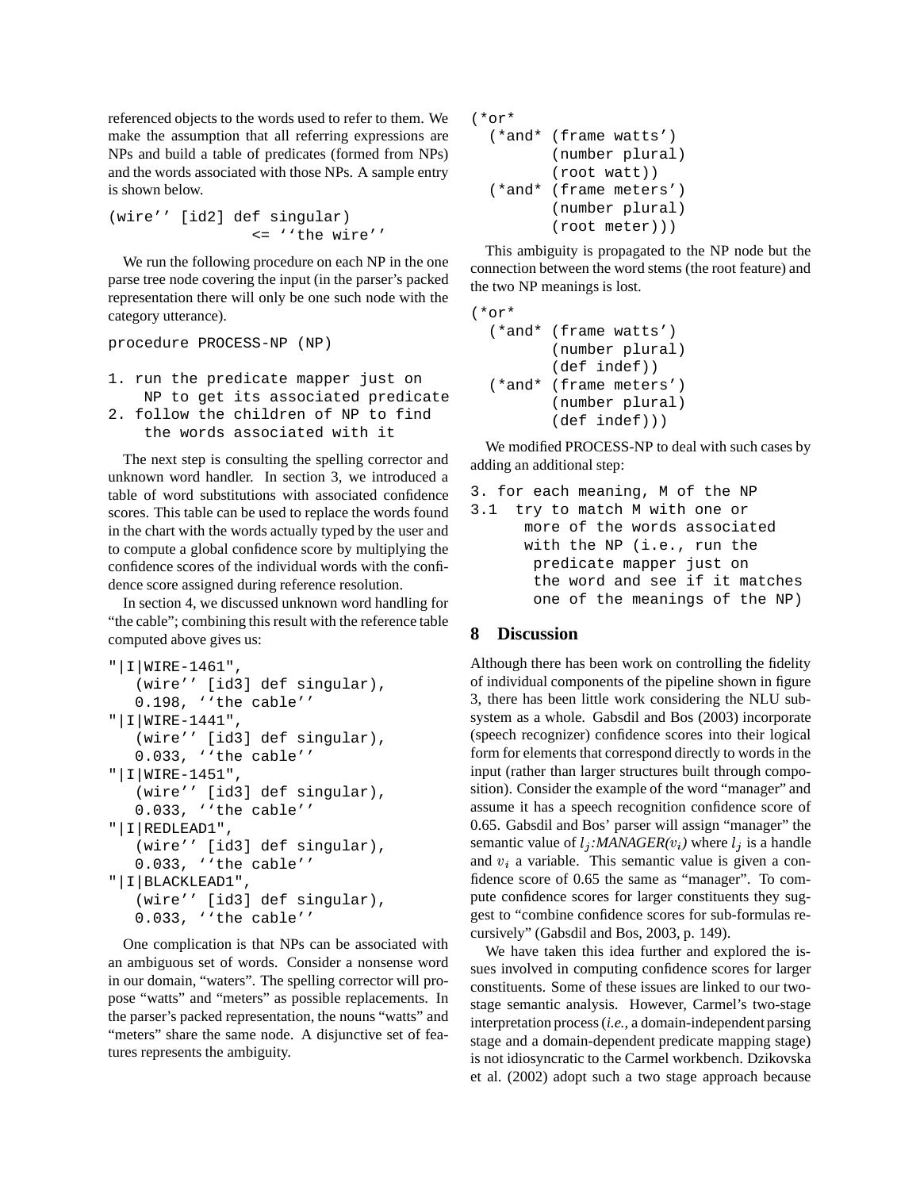referenced objects to the words used to refer to them. We make the assumption that all referring expressions are NPs and build a table of predicates (formed from NPs) and the words associated with those NPs. A sample entry is shown below.

```
(wire'' [id2] def singular)
                <= ''the wire''
```

We run the following procedure on each NP in the one parse tree node covering the input (in the parser's packed representation there will only be one such node with the category utterance).

```
procedure PROCESS-NP (NP)

1. run the predicate mapper just on
    NP to get its associated predicate
2. follow the children of NP to find
    the words associated with it
```

The next step is consulting the spelling corrector and unknown word handler. In section 3, we introduced a table of word substitutions with associated confidence scores. This table can be used to replace the words found in the chart with the words actually typed by the user and to compute a global confidence score by multiplying the confidence scores of the individual words with the confidence score assigned during reference resolution.

In section 4, we discussed unknown word handling for "the cable"; combining this result with the reference table computed above gives us:

```
"|I|WIRE-1461",
   (wire'' [id3] def singular),
   0.198, ''the cable''
"|I|WIRE-1441",
   (wire'' [id3] def singular),
   0.033, ''the cable''
"|I|WIRE-1451",
   (wire'' [id3] def singular),
   0.033, ''the cable''
"|I|REDLEAD1",
   (wire'' [id3] def singular),
   0.033, ''the cable''
"|I|BLACKLEAD1",
   (wire'' [id3] def singular),
   0.033, ''the cable''
```

One complication is that NPs can be associated with an ambiguous set of words. Consider a nonsense word in our domain, "waters". The spelling corrector will propose "watts" and "meters" as possible replacements. In the parser's packed representation, the nouns "watts" and "meters" share the same node. A disjunctive set of features represents the ambiguity.

```
(*or*
  (*and* (frame watts')
         (number plural)
         (root watt))
  (*and* (frame meters')
         (number plural)
         (root meter)))
```

This ambiguity is propagated to the NP node but the connection between the word stems (the root feature) and the two NP meanings is lost.

```
(*or*
  (*and* (frame watts')
         (number plural)
         (def indef))
  (*and* (frame meters')
         (number plural)
         (def indef)))
```

We modified PROCESS-NP to deal with such cases by adding an additional step:

```
3. for each meaning, M of the NP
3.1  try to match M with one or
      more of the words associated
      with the NP (i.e., run the
       predicate mapper just on
       the word and see if it matches
       one of the meanings of the NP)
```

## 8 Discussion

Although there has been work on controlling the fidelity of individual components of the pipeline shown in figure 3, there has been little work considering the NLU subsystem as a whole. Gabsdil and Bos (2003) incorporate (speech recognizer) confidence scores into their logical form for elements that correspond directly to words in the input (rather than larger structures built through composition). Consider the example of the word "manager" and assume it has a speech recognition confidence score of 0.65. Gabsdil and Bos' parser will assign "manager" the semantic value of $l_j$:*MANAGER*($v_i$) where $l_j$ is a handle and $v_i$ a variable. This semantic value is given a confidence score of 0.65 the same as "manager". To compute confidence scores for larger constituents they suggest to "combine confidence scores for sub-formulas recursively" (Gabsdil and Bos, 2003, p. 149).

We have taken this idea further and explored the issues involved in computing confidence scores for larger constituents. Some of these issues are linked to our two-stage semantic analysis. However, Carmel's two-stage interpretation process (*i.e.,* a domain-independent parsing stage and a domain-dependent predicate mapping stage) is not idiosyncratic to the Carmel workbench. Dzikovska et al. (2002) adopt such a two stage approach because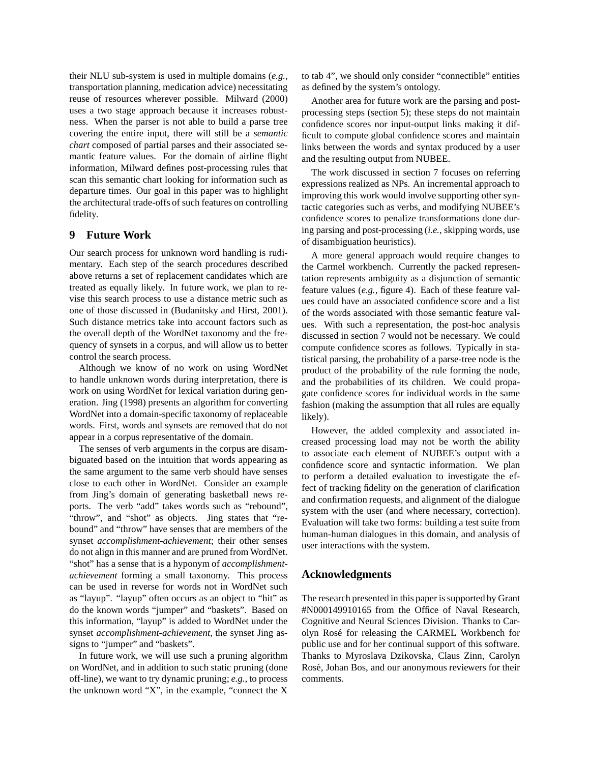their NLU sub-system is used in multiple domains (*e.g.,* transportation planning, medication advice) necessitating reuse of resources wherever possible. Milward (2000) uses a two stage approach because it increases robustness. When the parser is not able to build a parse tree covering the entire input, there will still be a *semantic chart* composed of partial parses and their associated semantic feature values. For the domain of airline flight information, Milward defines post-processing rules that scan this semantic chart looking for information such as departure times. Our goal in this paper was to highlight the architectural trade-offs of such features on controlling fidelity.

## 9 Future Work

Our search process for unknown word handling is rudimentary. Each step of the search procedures described above returns a set of replacement candidates which are treated as equally likely. In future work, we plan to revise this search process to use a distance metric such as one of those discussed in (Budanitsky and Hirst, 2001). Such distance metrics take into account factors such as the overall depth of the WordNet taxonomy and the frequency of synsets in a corpus, and will allow us to better control the search process.

Although we know of no work on using WordNet to handle unknown words during interpretation, there is work on using WordNet for lexical variation during generation. Jing (1998) presents an algorithm for converting WordNet into a domain-specific taxonomy of replaceable words. First, words and synsets are removed that do not appear in a corpus representative of the domain.

The senses of verb arguments in the corpus are disambiguated based on the intuition that words appearing as the same argument to the same verb should have senses close to each other in WordNet. Consider an example from Jing's domain of generating basketball news reports. The verb "add" takes words such as "rebound", "throw", and "shot" as objects. Jing states that "rebound" and "throw" have senses that are members of the synset *accomplishment-achievement*; their other senses do not align in this manner and are pruned from WordNet. "shot" has a sense that is a hyponym of *accomplishment-achievement* forming a small taxonomy. This process can be used in reverse for words not in WordNet such as "layup". "layup" often occurs as an object to "hit" as do the known words "jumper" and "baskets". Based on this information, "layup" is added to WordNet under the synset *accomplishment-achievement*, the synset Jing assigns to "jumper" and "baskets".

In future work, we will use such a pruning algorithm on WordNet, and in addition to such static pruning (done off-line), we want to try dynamic pruning; *e.g.,* to process the unknown word "X", in the example, "connect the X to tab 4", we should only consider "connectible" entities as defined by the system's ontology.

Another area for future work are the parsing and post-processing steps (section 5); these steps do not maintain confidence scores nor input-output links making it difficult to compute global confidence scores and maintain links between the words and syntax produced by a user and the resulting output from NUBEE.

The work discussed in section 7 focuses on referring expressions realized as NPs. An incremental approach to improving this work would involve supporting other syntactic categories such as verbs, and modifying NUBEE's confidence scores to penalize transformations done during parsing and post-processing (*i.e.,* skipping words, use of disambiguation heuristics).

A more general approach would require changes to the Carmel workbench. Currently the packed representation represents ambiguity as a disjunction of semantic feature values (*e.g.,* figure 4). Each of these feature values could have an associated confidence score and a list of the words associated with those semantic feature values. With such a representation, the post-hoc analysis discussed in section 7 would not be necessary. We could compute confidence scores as follows. Typically in statistical parsing, the probability of a parse-tree node is the product of the probability of the rule forming the node, and the probabilities of its children. We could propagate confidence scores for individual words in the same fashion (making the assumption that all rules are equally likely).

However, the added complexity and associated increased processing load may not be worth the ability to associate each element of NUBEE's output with a confidence score and syntactic information. We plan to perform a detailed evaluation to investigate the effect of tracking fidelity on the generation of clarification and confirmation requests, and alignment of the dialogue system with the user (and where necessary, correction). Evaluation will take two forms: building a test suite from human-human dialogues in this domain, and analysis of user interactions with the system.

## Acknowledgments

The research presented in this paper is supported by Grant #N000149910165 from the Office of Naval Research, Cognitive and Neural Sciences Division. Thanks to Carolyn Rosé for releasing the CARMEL Workbench for public use and for her continual support of this software. Thanks to Myroslava Dzikovska, Claus Zinn, Carolyn Rosé, Johan Bos, and our anonymous reviewers for their comments.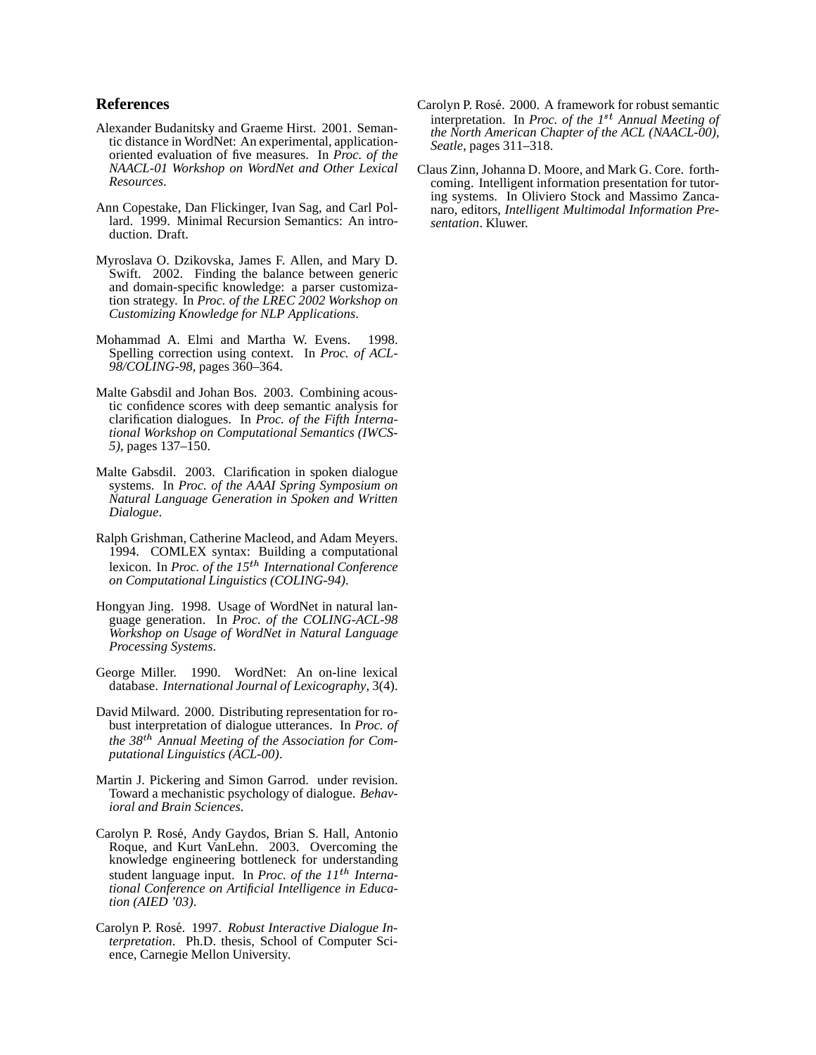## References

Alexander Budanitsky and Graeme Hirst. 2001. Semantic distance in WordNet: An experimental, application-oriented evaluation of five measures. In *Proc. of the NAACL-01 Workshop on WordNet and Other Lexical Resources*.

Ann Copestake, Dan Flickinger, Ivan Sag, and Carl Pollard. 1999. Minimal Recursion Semantics: An introduction. Draft.

Myroslava O. Dzikovska, James F. Allen, and Mary D. Swift. 2002. Finding the balance between generic and domain-specific knowledge: a parser customization strategy. In *Proc. of the LREC 2002 Workshop on Customizing Knowledge for NLP Applications*.

Mohammad A. Elmi and Martha W. Evens. 1998. Spelling correction using context. In *Proc. of ACL-98/COLING-98*, pages 360–364.

Malte Gabsdil and Johan Bos. 2003. Combining acoustic confidence scores with deep semantic analysis for clarification dialogues. In *Proc. of the Fifth International Workshop on Computational Semantics (IWCS-5)*, pages 137–150.

Malte Gabsdil. 2003. Clarification in spoken dialogue systems. In *Proc. of the AAAI Spring Symposium on Natural Language Generation in Spoken and Written Dialogue*.

Ralph Grishman, Catherine Macleod, and Adam Meyers. 1994. COMLEX syntax: Building a computational lexicon. In *Proc. of the 15$^{th}$ International Conference on Computational Linguistics (COLING-94)*.

Hongyan Jing. 1998. Usage of WordNet in natural language generation. In *Proc. of the COLING-ACL-98 Workshop on Usage of WordNet in Natural Language Processing Systems*.

George Miller. 1990. WordNet: An on-line lexical database. *International Journal of Lexicography*, 3(4).

David Milward. 2000. Distributing representation for robust interpretation of dialogue utterances. In *Proc. of the 38$^{th}$ Annual Meeting of the Association for Computational Linguistics (ACL-00)*.

Martin J. Pickering and Simon Garrod. under revision. Toward a mechanistic psychology of dialogue. *Behavioral and Brain Sciences*.

Carolyn P. Rosé, Andy Gaydos, Brian S. Hall, Antonio Roque, and Kurt VanLehn. 2003. Overcoming the knowledge engineering bottleneck for understanding student language input. In *Proc. of the 11$^{th}$ International Conference on Artificial Intelligence in Education (AIED '03)*.

Carolyn P. Rosé. 1997. *Robust Interactive Dialogue Interpretation*. Ph.D. thesis, School of Computer Science, Carnegie Mellon University.

Carolyn P. Rosé. 2000. A framework for robust semantic interpretation. In *Proc. of the 1$^{st}$ Annual Meeting of the North American Chapter of the ACL (NAACL-00), Seatle*, pages 311–318.

Claus Zinn, Johanna D. Moore, and Mark G. Core. forthcoming. Intelligent information presentation for tutoring systems. In Oliviero Stock and Massimo Zancanaro, editors, *Intelligent Multimodal Information Presentation*. Kluwer.